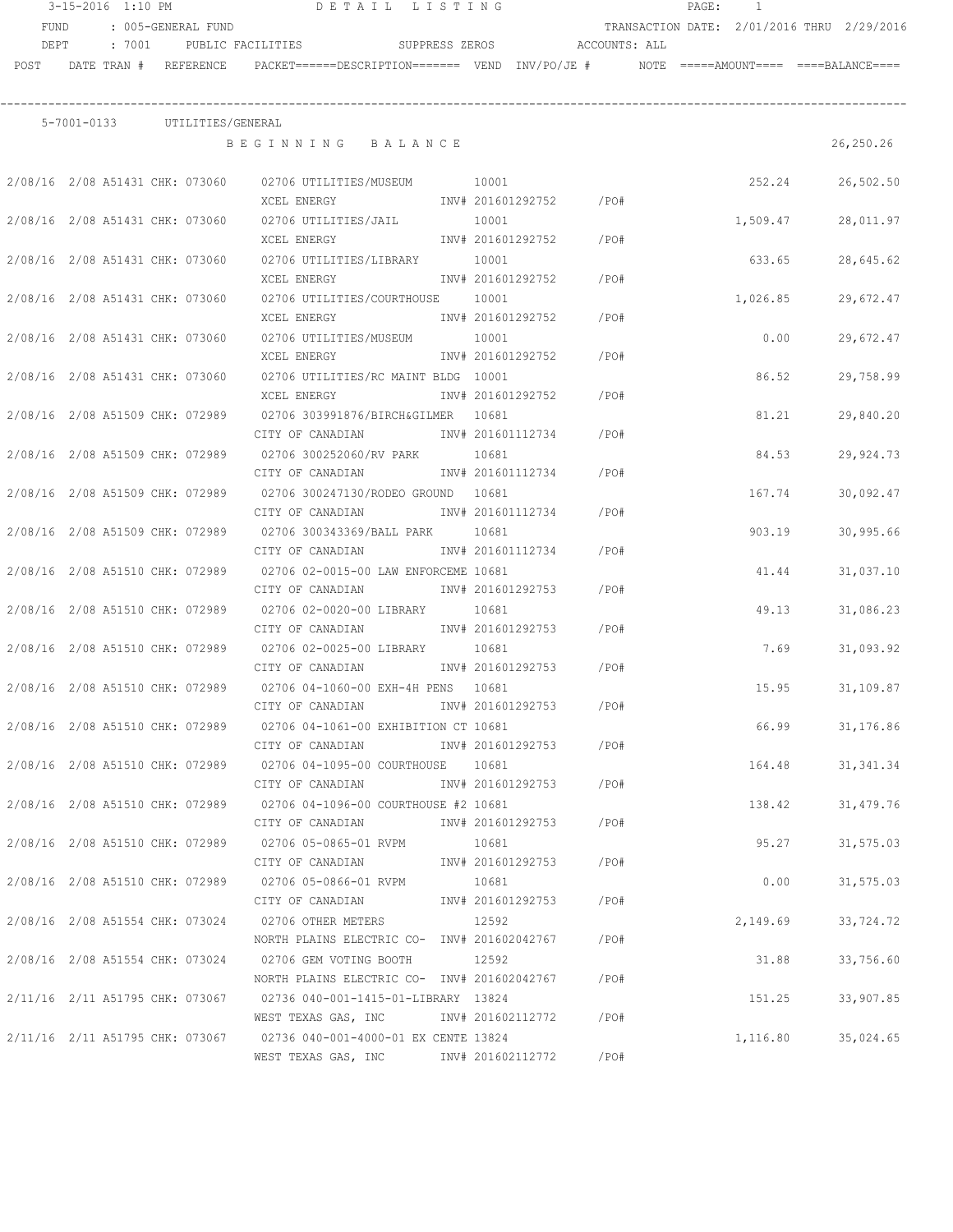3-15-2016 1:10 PM — DETAIL LISTING

FUND : 005-GENERAL FUND — TRANSACTION DATE: 2/01/2016 THRU 2/29/2016

DEPT : 7001 PUBLIC FACILITIES — SUPPRESS ZEROS — ACCOUNTS: ALL

**5-7001-0133 UTILITIES/GENERAL**

| POST | DATE | TRAN # | REFERENCE | PACKET | DESCRIPTION | VEND | INV/PO/JE # | NOTE | AMOUNT | BALANCE |
|---|---|---|---|---|---|---|---|---|---|---|
| | | | | | BEGINNING BALANCE | | | | | 26,250.26 |
| 2/08/16 | 2/08 | A51431 | CHK: 073060 | 02706 | UTILITIES/MUSEUM<br>XCEL ENERGY | 10001 | INV# 201601292752 /PO# | | 252.24 | 26,502.50 |
| 2/08/16 | 2/08 | A51431 | CHK: 073060 | 02706 | UTILITIES/JAIL<br>XCEL ENERGY | 10001 | INV# 201601292752 /PO# | | 1,509.47 | 28,011.97 |
| 2/08/16 | 2/08 | A51431 | CHK: 073060 | 02706 | UTILITIES/LIBRARY<br>XCEL ENERGY | 10001 | INV# 201601292752 /PO# | | 633.65 | 28,645.62 |
| 2/08/16 | 2/08 | A51431 | CHK: 073060 | 02706 | UTILITIES/COURTHOUSE<br>XCEL ENERGY | 10001 | INV# 201601292752 /PO# | | 1,026.85 | 29,672.47 |
| 2/08/16 | 2/08 | A51431 | CHK: 073060 | 02706 | UTILITIES/MUSEUM<br>XCEL ENERGY | 10001 | INV# 201601292752 /PO# | | 0.00 | 29,672.47 |
| 2/08/16 | 2/08 | A51431 | CHK: 073060 | 02706 | UTILITIES/RC MAINT BLDG<br>XCEL ENERGY | 10001 | INV# 201601292752 /PO# | | 86.52 | 29,758.99 |
| 2/08/16 | 2/08 | A51509 | CHK: 072989 | 02706 | 303991876/BIRCH&GILMER<br>CITY OF CANADIAN | 10681 | INV# 201601112734 /PO# | | 81.21 | 29,840.20 |
| 2/08/16 | 2/08 | A51509 | CHK: 072989 | 02706 | 300252060/RV PARK<br>CITY OF CANADIAN | 10681 | INV# 201601112734 /PO# | | 84.53 | 29,924.73 |
| 2/08/16 | 2/08 | A51509 | CHK: 072989 | 02706 | 300247130/RODEO GROUND<br>CITY OF CANADIAN | 10681 | INV# 201601112734 /PO# | | 167.74 | 30,092.47 |
| 2/08/16 | 2/08 | A51509 | CHK: 072989 | 02706 | 300343369/BALL PARK<br>CITY OF CANADIAN | 10681 | INV# 201601112734 /PO# | | 903.19 | 30,995.66 |
| 2/08/16 | 2/08 | A51510 | CHK: 072989 | 02706 | 02-0015-00 LAW ENFORCEME<br>CITY OF CANADIAN | 10681 | INV# 201601292753 /PO# | | 41.44 | 31,037.10 |
| 2/08/16 | 2/08 | A51510 | CHK: 072989 | 02706 | 02-0020-00 LIBRARY<br>CITY OF CANADIAN | 10681 | INV# 201601292753 /PO# | | 49.13 | 31,086.23 |
| 2/08/16 | 2/08 | A51510 | CHK: 072989 | 02706 | 02-0025-00 LIBRARY<br>CITY OF CANADIAN | 10681 | INV# 201601292753 /PO# | | 7.69 | 31,093.92 |
| 2/08/16 | 2/08 | A51510 | CHK: 072989 | 02706 | 04-1060-00 EXH-4H PENS<br>CITY OF CANADIAN | 10681 | INV# 201601292753 /PO# | | 15.95 | 31,109.87 |
| 2/08/16 | 2/08 | A51510 | CHK: 072989 | 02706 | 04-1061-00 EXHIBITION CT<br>CITY OF CANADIAN | 10681 | INV# 201601292753 /PO# | | 66.99 | 31,176.86 |
| 2/08/16 | 2/08 | A51510 | CHK: 072989 | 02706 | 04-1095-00 COURTHOUSE<br>CITY OF CANADIAN | 10681 | INV# 201601292753 /PO# | | 164.48 | 31,341.34 |
| 2/08/16 | 2/08 | A51510 | CHK: 072989 | 02706 | 04-1096-00 COURTHOUSE #2<br>CITY OF CANADIAN | 10681 | INV# 201601292753 /PO# | | 138.42 | 31,479.76 |
| 2/08/16 | 2/08 | A51510 | CHK: 072989 | 02706 | 05-0865-01 RVPM<br>CITY OF CANADIAN | 10681 | INV# 201601292753 /PO# | | 95.27 | 31,575.03 |
| 2/08/16 | 2/08 | A51510 | CHK: 072989 | 02706 | 05-0866-01 RVPM<br>CITY OF CANADIAN | 10681 | INV# 201601292753 /PO# | | 0.00 | 31,575.03 |
| 2/08/16 | 2/08 | A51554 | CHK: 073024 | 02706 | OTHER METERS<br>NORTH PLAINS ELECTRIC CO- | 12592 | INV# 201602042767 /PO# | | 2,149.69 | 33,724.72 |
| 2/08/16 | 2/08 | A51554 | CHK: 073024 | 02706 | GEM VOTING BOOTH<br>NORTH PLAINS ELECTRIC CO- | 12592 | INV# 201602042767 /PO# | | 31.88 | 33,756.60 |
| 2/11/16 | 2/11 | A51795 | CHK: 073067 | 02736 | 040-001-1415-01-LIBRARY<br>WEST TEXAS GAS, INC | 13824 | INV# 201602112772 /PO# | | 151.25 | 33,907.85 |
| 2/11/16 | 2/11 | A51795 | CHK: 073067 | 02736 | 040-001-4000-01 EX CENTE<br>WEST TEXAS GAS, INC | 13824 | INV# 201602112772 /PO# | | 1,116.80 | 35,024.65 |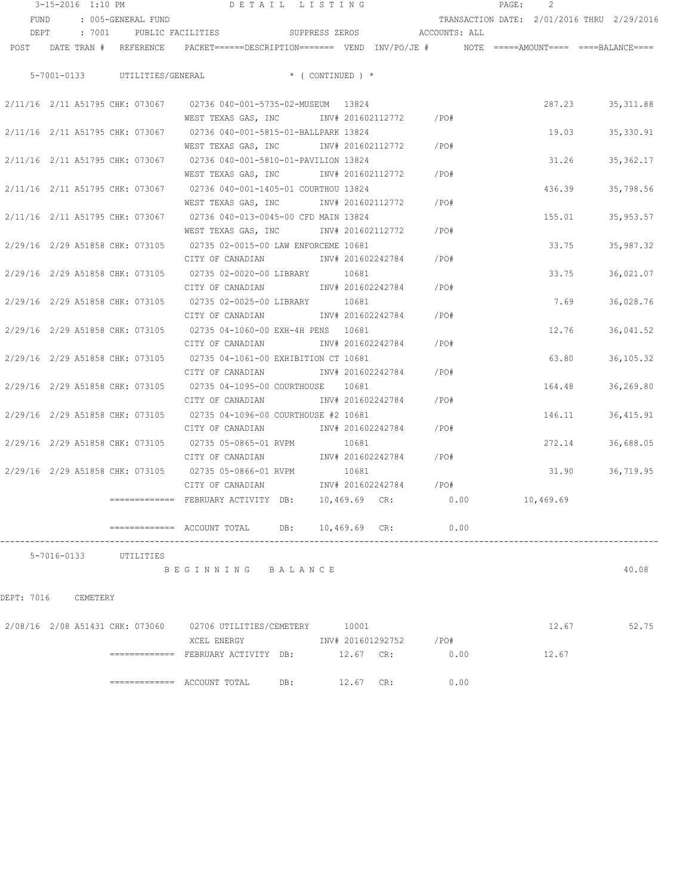DETAIL LISTING

FUND : 005-GENERAL FUND  TRANSACTION DATE: 2/01/2016 THRU 2/29/2016
DEPT : 7001 PUBLIC FACILITIES  SUPPRESS ZEROS  ACCOUNTS: ALL

5-7001-0133 UTILITIES/GENERAL * ( CONTINUED ) *

| POST | DATE | TRAN # | REFERENCE | PACKET | DESCRIPTION | VEND | INV/PO/JE # | NOTE | AMOUNT | BALANCE |
|---|---|---|---|---|---|---|---|---|---|---|
| 2/11/16 | 2/11 | A51795 | CHK: 073067 | 02736 | 040-001-5735-02-MUSEUM | 13824 | | | 287.23 | 35,311.88 |
| | | | | | WEST TEXAS GAS, INC | | INV# 201602112772 /PO# | | | |
| 2/11/16 | 2/11 | A51795 | CHK: 073067 | 02736 | 040-001-5815-01-BALLPARK | 13824 | | | 19.03 | 35,330.91 |
| | | | | | WEST TEXAS GAS, INC | | INV# 201602112772 /PO# | | | |
| 2/11/16 | 2/11 | A51795 | CHK: 073067 | 02736 | 040-001-5810-01-PAVILION | 13824 | | | 31.26 | 35,362.17 |
| | | | | | WEST TEXAS GAS, INC | | INV# 201602112772 /PO# | | | |
| 2/11/16 | 2/11 | A51795 | CHK: 073067 | 02736 | 040-001-1405-01 COURTHOU | 13824 | | | 436.39 | 35,798.56 |
| | | | | | WEST TEXAS GAS, INC | | INV# 201602112772 /PO# | | | |
| 2/11/16 | 2/11 | A51795 | CHK: 073067 | 02736 | 040-013-0045-00 CFD MAIN | 13824 | | | 155.01 | 35,953.57 |
| | | | | | WEST TEXAS GAS, INC | | INV# 201602112772 /PO# | | | |
| 2/29/16 | 2/29 | A51858 | CHK: 073105 | 02735 | 02-0015-00 LAW ENFORCEME | 10681 | | | 33.75 | 35,987.32 |
| | | | | | CITY OF CANADIAN | | INV# 201602242784 /PO# | | | |
| 2/29/16 | 2/29 | A51858 | CHK: 073105 | 02735 | 02-0020-00 LIBRARY | 10681 | | | 33.75 | 36,021.07 |
| | | | | | CITY OF CANADIAN | | INV# 201602242784 /PO# | | | |
| 2/29/16 | 2/29 | A51858 | CHK: 073105 | 02735 | 02-0025-00 LIBRARY | 10681 | | | 7.69 | 36,028.76 |
| | | | | | CITY OF CANADIAN | | INV# 201602242784 /PO# | | | |
| 2/29/16 | 2/29 | A51858 | CHK: 073105 | 02735 | 04-1060-00 EXH-4H PENS | 10681 | | | 12.76 | 36,041.52 |
| | | | | | CITY OF CANADIAN | | INV# 201602242784 /PO# | | | |
| 2/29/16 | 2/29 | A51858 | CHK: 073105 | 02735 | 04-1061-00 EXHIBITION CT | 10681 | | | 63.80 | 36,105.32 |
| | | | | | CITY OF CANADIAN | | INV# 201602242784 /PO# | | | |
| 2/29/16 | 2/29 | A51858 | CHK: 073105 | 02735 | 04-1095-00 COURTHOUSE | 10681 | | | 164.48 | 36,269.80 |
| | | | | | CITY OF CANADIAN | | INV# 201602242784 /PO# | | | |
| 2/29/16 | 2/29 | A51858 | CHK: 073105 | 02735 | 04-1096-00 COURTHOUSE #2 | 10681 | | | 146.11 | 36,415.91 |
| | | | | | CITY OF CANADIAN | | INV# 201602242784 /PO# | | | |
| 2/29/16 | 2/29 | A51858 | CHK: 073105 | 02735 | 05-0865-01 RVPM | 10681 | | | 272.14 | 36,688.05 |
| | | | | | CITY OF CANADIAN | | INV# 201602242784 /PO# | | | |
| 2/29/16 | 2/29 | A51858 | CHK: 073105 | 02735 | 05-0866-01 RVPM | 10681 | | | 31.90 | 36,719.95 |
| | | | | | CITY OF CANADIAN | | INV# 201602242784 /PO# | | | |

============= FEBRUARY ACTIVITY DB: 10,469.69 CR: 0.00 10,469.69

============= ACCOUNT TOTAL DB: 10,469.69 CR: 0.00

5-7016-0133 UTILITIES

BEGINNING BALANCE 40.08

DEPT: 7016 CEMETERY

| POST | DATE | TRAN # | REFERENCE | PACKET | DESCRIPTION | VEND | INV/PO/JE # | NOTE | AMOUNT | BALANCE |
|---|---|---|---|---|---|---|---|---|---|---|
| 2/08/16 | 2/08 | A51431 | CHK: 073060 | 02706 | UTILITIES/CEMETERY | 10001 | | | 12.67 | 52.75 |
| | | | | | XCEL ENERGY | | INV# 201601292752 /PO# | | | |

============= FEBRUARY ACTIVITY DB: 12.67 CR: 0.00 12.67

============= ACCOUNT TOTAL DB: 12.67 CR: 0.00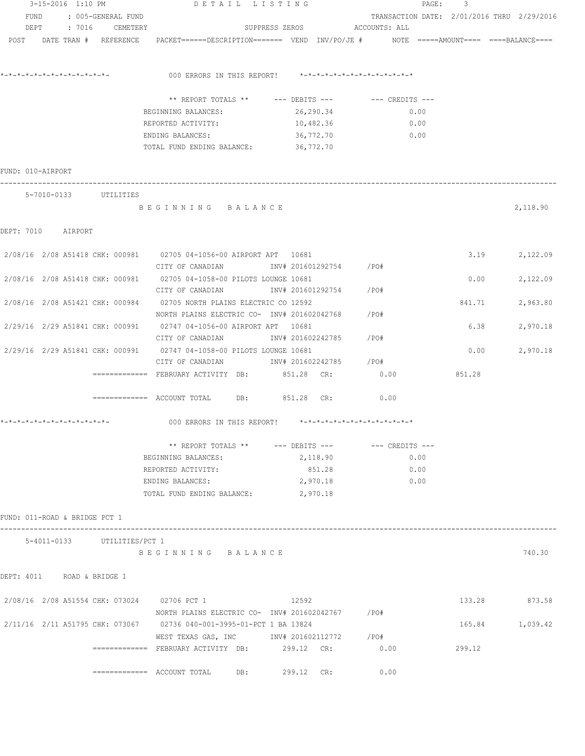3-15-2016 1:10 PM DETAIL LISTING

FUND : 005-GENERAL FUND TRANSACTION DATE: 2/01/2016 THRU 2/29/2016

DEPT : 7016 CEMETERY SUPPRESS ZEROS ACCOUNTS: ALL

POST DATE TRAN # REFERENCE PACKET======DESCRIPTION======= VEND INV/PO/JE # NOTE =====AMOUNT==== ====BALANCE====

*-*-*-*-*-*-*-*-*-*-*-*-*-*- 000 ERRORS IN THIS REPORT! *-*-*-*-*-*-*-*-*-*-*-*-*-*

| ** REPORT TOTALS ** | --- DEBITS --- | --- CREDITS --- |
|---|---|---|
| BEGINNING BALANCES: | 26,290.34 | 0.00 |
| REPORTED ACTIVITY: | 10,482.36 | 0.00 |
| ENDING BALANCES: | 36,772.70 | 0.00 |
| TOTAL FUND ENDING BALANCE: | 36,772.70 | |

FUND: 010-AIRPORT

5-7010-0133 UTILITIES

B E G I N N I N G B A L A N C E 2,118.90

DEPT: 7010 AIRPORT

| POST | DATE | TRAN # | REFERENCE | PACKET | DESCRIPTION | VEND | INV/PO/JE # | AMOUNT | BALANCE |
|---|---|---|---|---|---|---|---|---|---|
| 2/08/16 | 2/08 | A51418 | CHK: 000981 | 02705 | 04-1056-00 AIRPORT APT / CITY OF CANADIAN | 10681 | INV# 201601292754 /PO# | 3.19 | 2,122.09 |
| 2/08/16 | 2/08 | A51418 | CHK: 000981 | 02705 | 04-1058-00 PILOTS LOUNGE / CITY OF CANADIAN | 10681 | INV# 201601292754 /PO# | 0.00 | 2,122.09 |
| 2/08/16 | 2/08 | A51421 | CHK: 000984 | 02705 | NORTH PLAINS ELECTRIC CO / NORTH PLAINS ELECTRIC CO- | 12592 | INV# 201602042768 /PO# | 841.71 | 2,963.80 |
| 2/29/16 | 2/29 | A51841 | CHK: 000991 | 02747 | 04-1056-00 AIRPORT APT / CITY OF CANADIAN | 10681 | INV# 201602242785 /PO# | 6.38 | 2,970.18 |
| 2/29/16 | 2/29 | A51841 | CHK: 000991 | 02747 | 04-1058-00 PILOTS LOUNGE / CITY OF CANADIAN | 10681 | INV# 201602242785 /PO# | 0.00 | 2,970.18 |

============= FEBRUARY ACTIVITY DB: 851.28 CR: 0.00 851.28

============= ACCOUNT TOTAL DB: 851.28 CR: 0.00

*-*-*-*-*-*-*-*-*-*-*-*-*-*- 000 ERRORS IN THIS REPORT! *-*-*-*-*-*-*-*-*-*-*-*-*-*

| ** REPORT TOTALS ** | --- DEBITS --- | --- CREDITS --- |
|---|---|---|
| BEGINNING BALANCES: | 2,118.90 | 0.00 |
| REPORTED ACTIVITY: | 851.28 | 0.00 |
| ENDING BALANCES: | 2,970.18 | 0.00 |
| TOTAL FUND ENDING BALANCE: | 2,970.18 | |

FUND: 011-ROAD & BRIDGE PCT 1

5-4011-0133 UTILITIES/PCT 1

B E G I N N I N G B A L A N C E 740.30

DEPT: 4011 ROAD & BRIDGE 1

| POST | DATE | TRAN # | REFERENCE | PACKET | DESCRIPTION | VEND | INV/PO/JE # | AMOUNT | BALANCE |
|---|---|---|---|---|---|---|---|---|---|
| 2/08/16 | 2/08 | A51554 | CHK: 073024 | 02706 | PCT 1 / NORTH PLAINS ELECTRIC CO- | 12592 | INV# 201602042767 /PO# | 133.28 | 873.58 |
| 2/11/16 | 2/11 | A51795 | CHK: 073067 | 02736 | 040-001-3995-01-PCT 1 BA / WEST TEXAS GAS, INC | 13824 | INV# 201602112772 /PO# | 165.84 | 1,039.42 |

============= FEBRUARY ACTIVITY DB: 299.12 CR: 0.00 299.12

============= ACCOUNT TOTAL DB: 299.12 CR: 0.00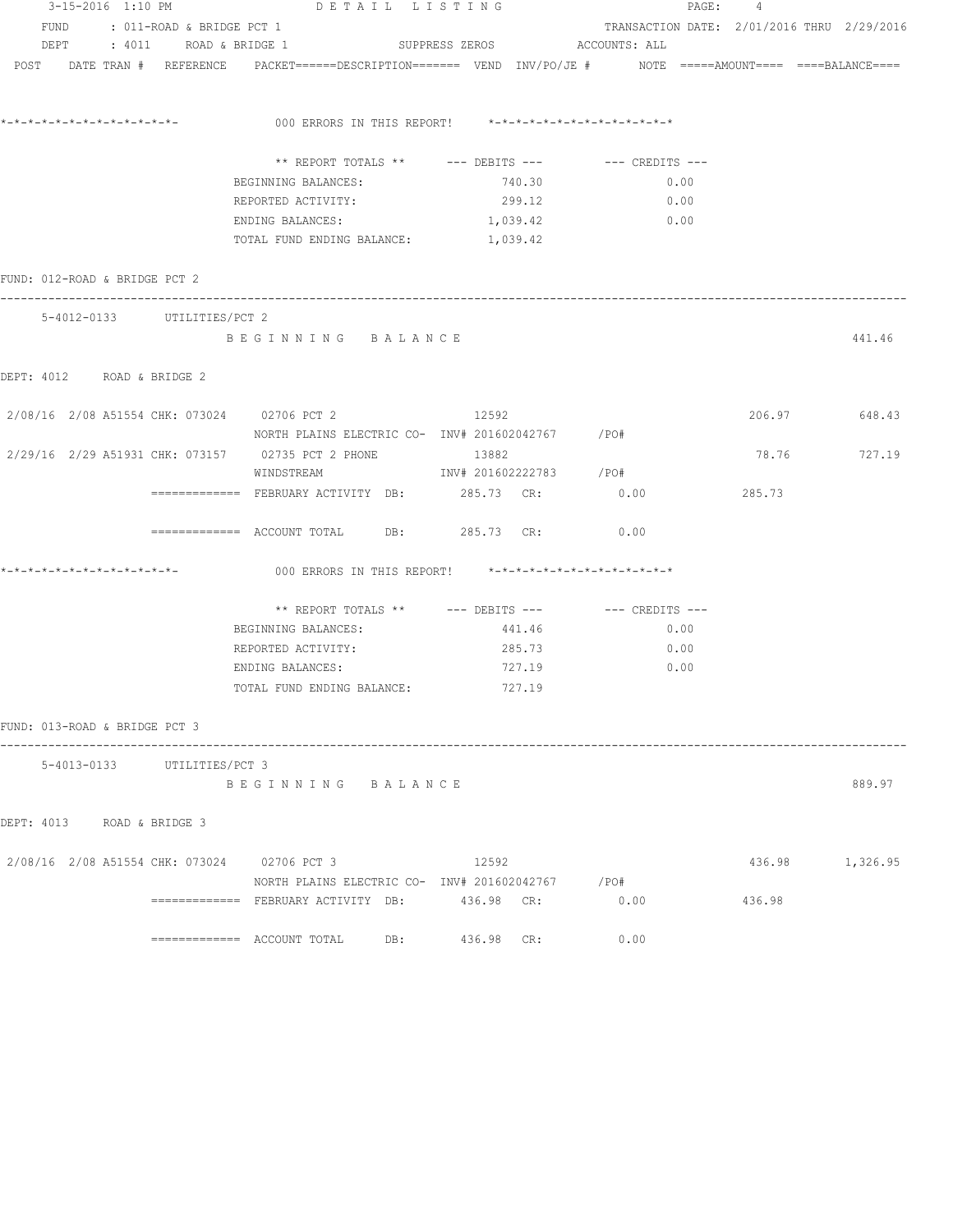3-15-2016 1:10 PM DETAIL LISTING

FUND : 011-ROAD & BRIDGE PCT 1 TRANSACTION DATE: 2/01/2016 THRU 2/29/2016

DEPT : 4011 ROAD & BRIDGE 1 SUPPRESS ZEROS ACCOUNTS: ALL

POST DATE TRAN # REFERENCE PACKET======DESCRIPTION======= VEND INV/PO/JE # NOTE =====AMOUNT==== ====BALANCE====

*-*-*-*-*-*-*-*-*-*-*-*-*-*- 000 ERRORS IN THIS REPORT! *-*-*-*-*-*-*-*-*-*-*-*-*-*

| ** REPORT TOTALS ** | --- DEBITS --- | --- CREDITS --- |
|---|---|---|
| BEGINNING BALANCES: | 740.30 | 0.00 |
| REPORTED ACTIVITY: | 299.12 | 0.00 |
| ENDING BALANCES: | 1,039.42 | 0.00 |
| TOTAL FUND ENDING BALANCE: | 1,039.42 | |

FUND: 012-ROAD & BRIDGE PCT 2

5-4012-0133 UTILITIES/PCT 2

BEGINNING BALANCE 441.46

DEPT: 4012 ROAD & BRIDGE 2

| POST | DATE | TRAN # | REFERENCE | PACKET | DESCRIPTION | VEND | INV/PO/JE # | AMOUNT | BALANCE |
|---|---|---|---|---|---|---|---|---|---|
| 2/08/16 | 2/08 | A51554 | CHK: 073024 | 02706 | PCT 2 | 12592 | | 206.97 | 648.43 |
| | | | | | NORTH PLAINS ELECTRIC CO- | | INV# 201602042767 /PO# | | |
| 2/29/16 | 2/29 | A51931 | CHK: 073157 | 02735 | PCT 2 PHONE | 13882 | | 78.76 | 727.19 |
| | | | | | WINDSTREAM | | INV# 201602222783 /PO# | | |

============= FEBRUARY ACTIVITY DB: 285.73 CR: 0.00 285.73

============= ACCOUNT TOTAL DB: 285.73 CR: 0.00

*-*-*-*-*-*-*-*-*-*-*-*-*-*- 000 ERRORS IN THIS REPORT! *-*-*-*-*-*-*-*-*-*-*-*-*-*

| ** REPORT TOTALS ** | --- DEBITS --- | --- CREDITS --- |
|---|---|---|
| BEGINNING BALANCES: | 441.46 | 0.00 |
| REPORTED ACTIVITY: | 285.73 | 0.00 |
| ENDING BALANCES: | 727.19 | 0.00 |
| TOTAL FUND ENDING BALANCE: | 727.19 | |

FUND: 013-ROAD & BRIDGE PCT 3

5-4013-0133 UTILITIES/PCT 3

BEGINNING BALANCE 889.97

DEPT: 4013 ROAD & BRIDGE 3

| POST | DATE | TRAN # | REFERENCE | PACKET | DESCRIPTION | VEND | INV/PO/JE # | AMOUNT | BALANCE |
|---|---|---|---|---|---|---|---|---|---|
| 2/08/16 | 2/08 | A51554 | CHK: 073024 | 02706 | PCT 3 | 12592 | | 436.98 | 1,326.95 |
| | | | | | NORTH PLAINS ELECTRIC CO- | | INV# 201602042767 /PO# | | |

============= FEBRUARY ACTIVITY DB: 436.98 CR: 0.00 436.98

============= ACCOUNT TOTAL DB: 436.98 CR: 0.00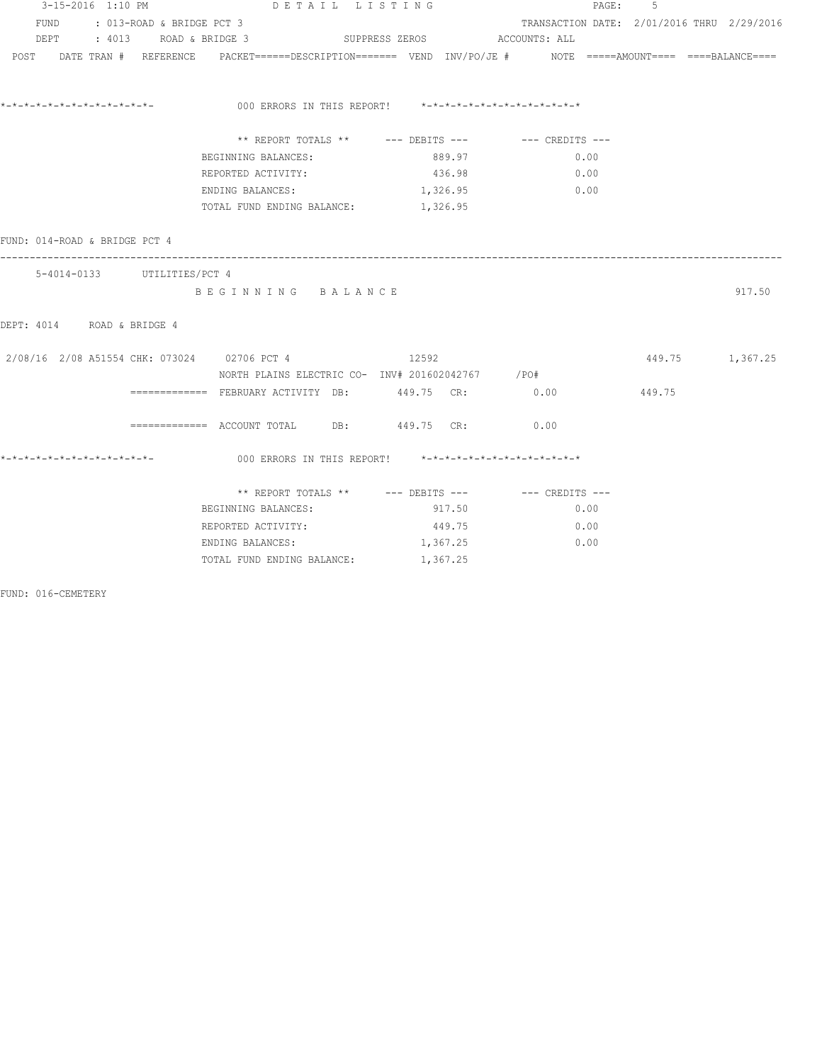3-15-2016 1:10 PM DETAIL LISTING PAGE: 5

FUND : 013-ROAD & BRIDGE PCT 3 TRANSACTION DATE: 2/01/2016 THRU 2/29/2016

DEPT : 4013 ROAD & BRIDGE 3 SUPPRESS ZEROS ACCOUNTS: ALL

POST DATE TRAN # REFERENCE PACKET======DESCRIPTION======= VEND INV/PO/JE # NOTE =====AMOUNT==== ====BALANCE====

*-*-*-*-*-*-*-*-*-*-*-*-*-*- 000 ERRORS IN THIS REPORT! *-*-*-*-*-*-*-*-*-*-*-*-*-*-*

| ** REPORT TOTALS ** | --- DEBITS --- | --- CREDITS --- |
|---|---|---|
| BEGINNING BALANCES: | 889.97 | 0.00 |
| REPORTED ACTIVITY: | 436.98 | 0.00 |
| ENDING BALANCES: | 1,326.95 | 0.00 |
| TOTAL FUND ENDING BALANCE: | 1,326.95 | |

FUND: 014-ROAD & BRIDGE PCT 4

5-4014-0133 UTILITIES/PCT 4

B E G I N N I N G B A L A N C E 917.50

DEPT: 4014 ROAD & BRIDGE 4

2/08/16 2/08 A51554 CHK: 073024 02706 PCT 4 12592 449.75 1,367.25

NORTH PLAINS ELECTRIC CO- INV# 201602042767 /PO#

============= FEBRUARY ACTIVITY DB: 449.75 CR: 0.00 449.75

============= ACCOUNT TOTAL DB: 449.75 CR: 0.00

*-*-*-*-*-*-*-*-*-*-*-*-*-*- 000 ERRORS IN THIS REPORT! *-*-*-*-*-*-*-*-*-*-*-*-*-*-*

| ** REPORT TOTALS ** | --- DEBITS --- | --- CREDITS --- |
|---|---|---|
| BEGINNING BALANCES: | 917.50 | 0.00 |
| REPORTED ACTIVITY: | 449.75 | 0.00 |
| ENDING BALANCES: | 1,367.25 | 0.00 |
| TOTAL FUND ENDING BALANCE: | 1,367.25 | |

FUND: 016-CEMETERY